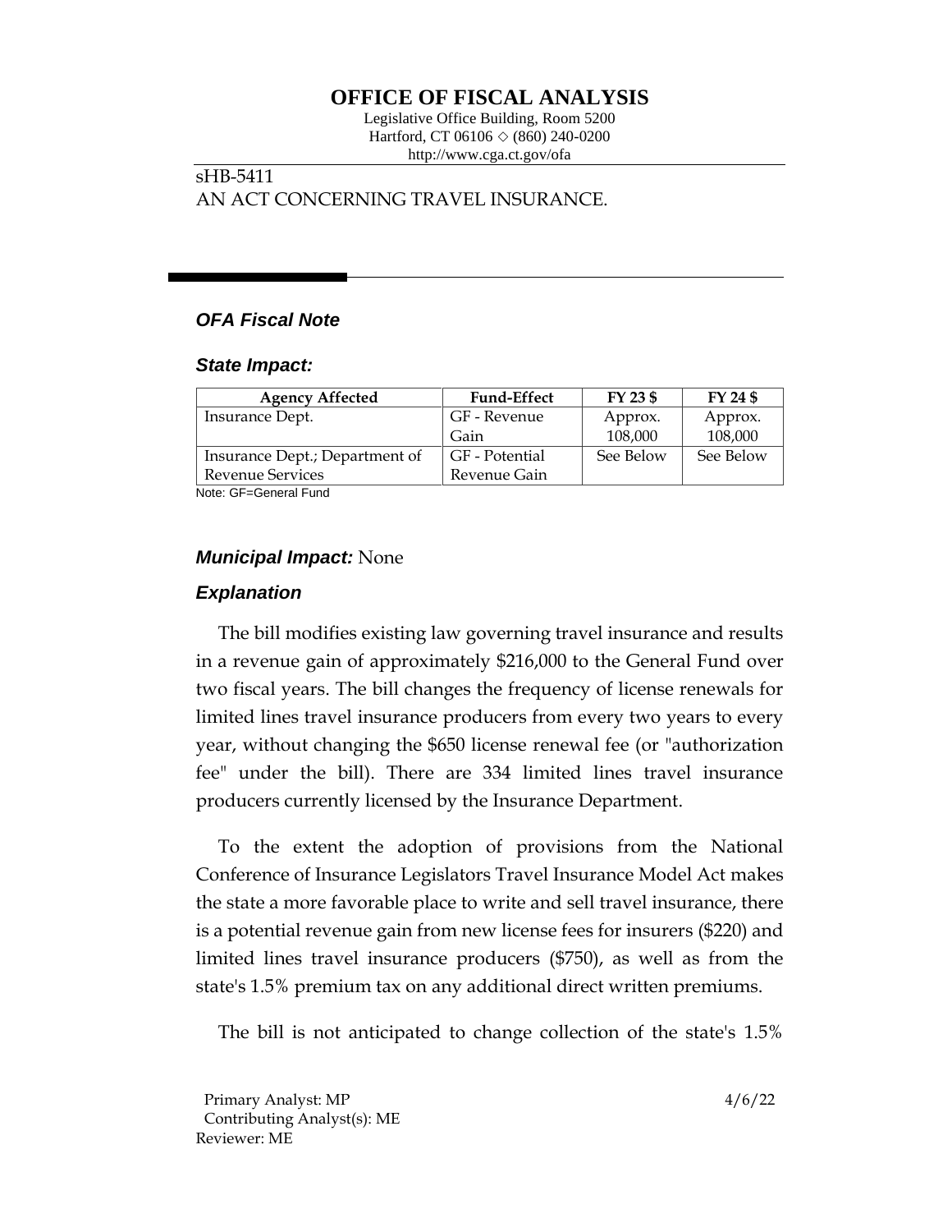# OFFICE OF FISCAL ANALYSIS

Legislative Office Building, Room 5200
Hartford, CT 06106 ◇ (860) 240-0200
http://www.cga.ct.gov/ofa

sHB-5411
AN ACT CONCERNING TRAVEL INSURANCE.

### *OFA Fiscal Note*

### *State Impact:*

| Agency Affected | Fund-Effect | FY 23 $ | FY 24 $ |
|---|---|---|---|
| Insurance Dept. | GF - Revenue Gain | Approx. 108,000 | Approx. 108,000 |
| Insurance Dept.; Department of Revenue Services | GF - Potential Revenue Gain | See Below | See Below |

Note: GF=General Fund

### *Municipal Impact:* None

### *Explanation*

The bill modifies existing law governing travel insurance and results in a revenue gain of approximately $216,000 to the General Fund over two fiscal years. The bill changes the frequency of license renewals for limited lines travel insurance producers from every two years to every year, without changing the $650 license renewal fee (or "authorization fee" under the bill). There are 334 limited lines travel insurance producers currently licensed by the Insurance Department.

To the extent the adoption of provisions from the National Conference of Insurance Legislators Travel Insurance Model Act makes the state a more favorable place to write and sell travel insurance, there is a potential revenue gain from new license fees for insurers ($220) and limited lines travel insurance producers ($750), as well as from the state's 1.5% premium tax on any additional direct written premiums.

The bill is not anticipated to change collection of the state's 1.5%

Primary Analyst: MP
Contributing Analyst(s): ME
Reviewer: ME

4/6/22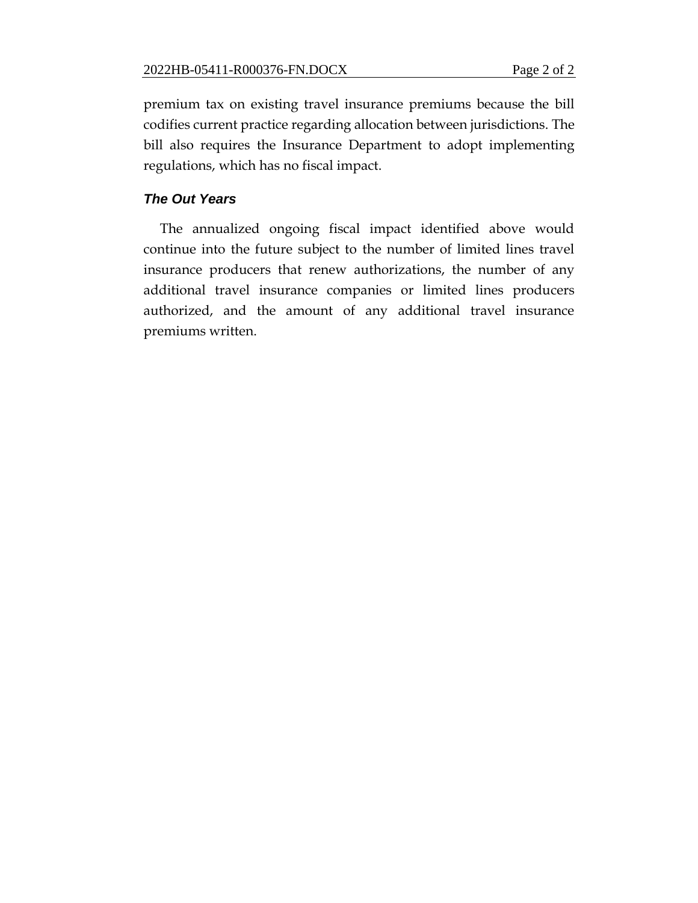premium tax on existing travel insurance premiums because the bill codifies current practice regarding allocation between jurisdictions. The bill also requires the Insurance Department to adopt implementing regulations, which has no fiscal impact.

### *The Out Years*

The annualized ongoing fiscal impact identified above would continue into the future subject to the number of limited lines travel insurance producers that renew authorizations, the number of any additional travel insurance companies or limited lines producers authorized, and the amount of any additional travel insurance premiums written.